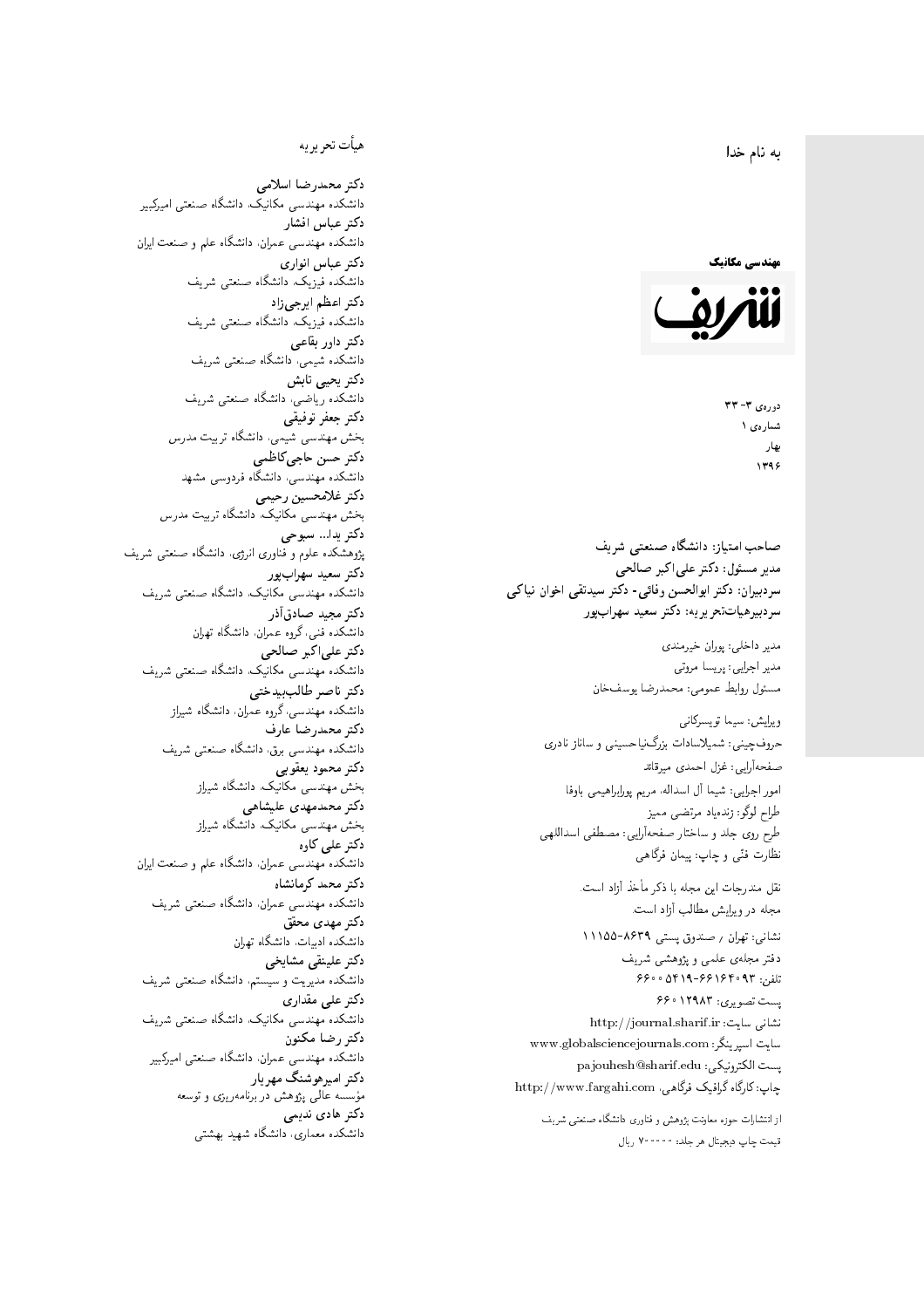به نام خدا

**مهندسی مکانیک**

**شریف**

دوره‌ی ۳- ۳۳
شماره‌ی ۱
بهار
۱۳۹۶

**صاحب امتیاز: دانشگاه صنعتی شریف**
**مدیر مسئول: دکتر علی‌اکبر صالحی**
**سردبیران: دکتر ابوالحسن وفائی- دکتر سیدتقی اخوان نیاکی**
**سردبیرهیأت‌تحریریه: دکتر سعید سهراب‌پور**

مدیر داخلی: پوران خیرمندی
مدیر اجرایی: پریسا مروتی
مسئول روابط عمومی: محمدرضا یوسف‌خان

ویرایش: سیما تویسرکانی
حروف‌چینی: شمیلاسادات بزرگ‌نیاحسینی و ساناز نادری
صفحه‌آرایی: غزل احمدی میرقائد
امور اجرایی: شیما آل اسداله، مریم پورابراهیمی باوفا
طراح لوگو: زنده‌یاد مرتضی ممیز
طرح روی جلد و ساختار صفحه‌آرایی: مصطفی اسداللهی
نظارت فنّی و چاپ: پیمان فرگاهی

نقل مندرجات این مجله با ذکر مأخذ آزاد است.
مجله در ویرایش مطالب آزاد است.

نشانی: تهران / صندوق پستی ۸۶۳۹-۱۱۱۵۵
دفتر مجله‌ی علمی و پژوهشی شریف
تلفن: ۶۶۱۶۴۰۹۳-۶۶۰۰۵۴۱۹
پست تصویری: ۶۶۰۱۲۹۸۳
نشانی سایت: http://journal.sharif.ir
سایت اسپرینگر: www.globalsciencejournals.com
پست الکترونیکی: pajouhesh@sharif.edu
چاپ: کارگاه گرافیک فرگاهی، http://www.fargahi.com

از انتشارات حوزه معاونت پژوهش و فناوری دانشگاه صنعتی شریف
قیمت چاپ دیجیتال هر جلد: ۷۰۰۰۰۰ ریال

## هیأت تحریریه

**دکتر محمدرضا اسلامی**
دانشکده مهندسی مکانیک، دانشگاه صنعتی امیرکبیر
**دکتر عباس افشار**
دانشکده مهندسی عمران، دانشگاه علم و صنعت ایران
**دکتر عباس انواری**
دانشکده فیزیک، دانشگاه صنعتی شریف
**دکتر اعظم ایرجی‌زاد**
دانشکده فیزیک، دانشگاه صنعتی شریف
**دکتر داور بقاعی**
دانشکده شیمی، دانشگاه صنعتی شریف
**دکتر یحیی تابش**
دانشکده ریاضی، دانشگاه صنعتی شریف
**دکتر جعفر توفیقی**
بخش مهندسی شیمی، دانشگاه تربیت مدرس
**دکتر حسن حاجی‌کاظمی**
دانشکده مهندسی، دانشگاه فردوسی مشهد
**دکتر غلامحسین رحیمی**
بخش مهندسی مکانیک، دانشگاه تربیت مدرس
**دکتر یدا... سبوحی**
پژوهشکده علوم و فناوری انرژی، دانشگاه صنعتی شریف
**دکتر سعید سهراب‌پور**
دانشکده مهندسی مکانیک، دانشگاه صنعتی شریف
**دکتر مجید صادق‌آذر**
دانشکده فنی، گروه عمران، دانشگاه تهران
**دکتر علی‌اکبر صالحی**
دانشکده مهندسی مکانیک، دانشگاه صنعتی شریف
**دکتر ناصر طالب‌بیدختی**
دانشکده مهندسی، گروه عمران، دانشگاه شیراز
**دکتر محمدرضا عارف**
دانشکده مهندسی برق، دانشگاه صنعتی شریف
**دکتر محمود یعقوبی**
بخش مهندسی مکانیک، دانشگاه شیراز
**دکتر محمدمهدی علیشاهی**
بخش مهندسی مکانیک، دانشگاه شیراز
**دکتر علی کاوه**
دانشکده مهندسی عمران، دانشگاه علم و صنعت ایران
**دکتر محمد کرمانشاه**
دانشکده مهندسی عمران، دانشگاه صنعتی شریف
**دکتر مهدی محقق**
دانشکده ادبیات، دانشگاه تهران
**دکتر علینقی مشایخی**
دانشکده مدیریت و سیستم، دانشگاه صنعتی شریف
**دکتر علی مقداری**
دانشکده مهندسی مکانیک، دانشگاه صنعتی شریف
**دکتر رضا مکنون**
دانشکده مهندسی عمران، دانشگاه صنعتی امیرکبیر
**دکتر امیرهوشنگ مهریار**
مؤسسه عالی پژوهش در برنامه‌ریزی و توسعه
**دکتر هادی ندیمی**
دانشکده معماری، دانشگاه شهید بهشتی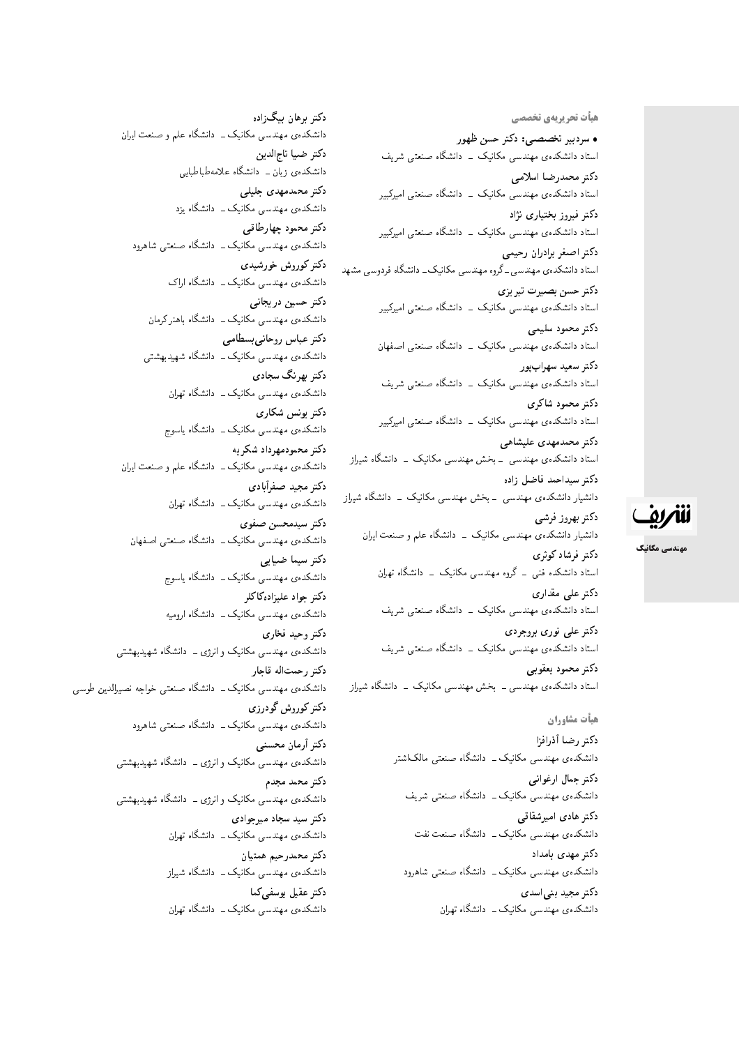## هیأت تحریریه‌ی تخصصی

• **سردبیر تخصصی: دکتر حسن ظهور**
استاد دانشکده‌ی مهندسی مکانیک ــ دانشگاه صنعتی شریف

**دکتر محمدرضا اسلامی**
استاد دانشکده‌ی مهندسی مکانیک ــ دانشگاه صنعتی امیرکبیر

**دکتر فیروز بختیاری نژاد**
استاد دانشکده‌ی مهندسی مکانیک ــ دانشگاه صنعتی امیرکبیر

**دکتر اصغر برادران رحیمی**
استاد دانشکده‌ی مهندسی ــ گروه مهندسی مکانیک ــ دانشگاه فردوسی مشهد

**دکتر حسن بصیرت تبریزی**
استاد دانشکده‌ی مهندسی مکانیک ــ دانشگاه صنعتی امیرکبیر

**دکتر محمود سلیمی**
استاد دانشکده‌ی مهندسی مکانیک ــ دانشگاه صنعتی اصفهان

**دکتر سعید سهراب‌پور**
استاد دانشکده‌ی مهندسی مکانیک ــ دانشگاه صنعتی شریف

**دکتر محمود شاکری**
استاد دانشکده‌ی مهندسی مکانیک ــ دانشگاه صنعتی امیرکبیر

**دکتر محمدمهدی علیشاهی**
استاد دانشکده‌ی مهندسی ــ بخش مهندسی مکانیک ــ دانشگاه شیراز

**دکتر سیداحمد فاضل زاده**
دانشیار دانشکده‌ی مهندسی ــ بخش مهندسی مکانیک ــ دانشگاه شیراز

**دکتر بهروز فرشی**
دانشیار دانشکده‌ی مهندسی مکانیک ــ دانشگاه علم و صنعت ایران

**دکتر فرشاد کوثری**
استاد دانشکده فنی ــ گروه مهندسی مکانیک ــ دانشگاه تهران

**دکتر علی مقداری**
استاد دانشکده‌ی مهندسی مکانیک ــ دانشگاه صنعتی شریف

**دکتر علی نوری بروجردی**
استاد دانشکده‌ی مهندسی مکانیک ــ دانشگاه صنعتی شریف

**دکتر محمود یعقوبی**
استاد دانشکده‌ی مهندسی ــ بخش مهندسی مکانیک ــ دانشگاه شیراز

## هیأت مشاوران

**دکتر رضا آذرافزا**
دانشکده‌ی مهندسی مکانیک ــ دانشگاه صنعتی مالک‌اشتر

**دکتر جمال ارغوانی**
دانشکده‌ی مهندسی مکانیک ــ دانشگاه صنعتی شریف

**دکتر هادی امیرشقاقی**
دانشکده‌ی مهندسی مکانیک ــ دانشگاه صنعت نفت

**دکتر مهدی بامداد**
دانشکده‌ی مهندسی مکانیک ــ دانشگاه صنعتی شاهرود

**دکتر مجید بنی‌اسدی**
دانشکده‌ی مهندسی مکانیک ــ دانشگاه تهران

**دکتر برهان بیگ‌زاده**
دانشکده‌ی مهندسی مکانیک ــ دانشگاه علم و صنعت ایران

**دکتر ضیا تاج‌الدین**
دانشکده‌ی زبان ــ دانشگاه علامه‌طباطبایی

**دکتر محمدمهدی جلیلی**
دانشکده‌ی مهندسی مکانیک ــ دانشگاه یزد

**دکتر محمود چهارطاقی**
دانشکده‌ی مهندسی مکانیک ــ دانشگاه صنعتی شاهرود

**دکتر کوروش خورشیدی**
دانشکده‌ی مهندسی مکانیک ــ دانشگاه اراک

**دکتر حسین دریجانی**
دانشکده‌ی مهندسی مکانیک ــ دانشگاه باهنرکرمان

**دکتر عباس روحانی‌بسطامی**
دانشکده‌ی مهندسی مکانیک ــ دانشگاه شهیدبهشتی

**دکتر بهرنگ سجادی**
دانشکده‌ی مهندسی مکانیک ــ دانشگاه تهران

**دکتر یونس شکاری**
دانشکده‌ی مهندسی مکانیک ــ دانشگاه یاسوج

**دکتر محمودمهرداد شکریه**
دانشکده‌ی مهندسی مکانیک ــ دانشگاه علم و صنعت ایران

**دکتر مجید صفرآبادی**
دانشکده‌ی مهندسی مکانیک ــ دانشگاه تهران

**دکتر سیدمحسن صفوی**
دانشکده‌ی مهندسی مکانیک ــ دانشگاه صنعتی اصفهان

**دکتر سیما ضیایی**
دانشکده‌ی مهندسی مکانیک ــ دانشگاه یاسوج

**دکتر جواد علیزاده‌کاکلر**
دانشکده‌ی مهندسی مکانیک ــ دانشگاه ارومیه

**دکتر وحید فخاری**
دانشکده‌ی مهندسی مکانیک و انرژی ــ دانشگاه شهیدبهشتی

**دکتر رحمت‌اله قاجار**
دانشکده‌ی مهندسی مکانیک ــ دانشگاه صنعتی خواجه نصیرالدین طوسی

**دکتر کوروش گودرزی**
دانشکده‌ی مهندسی مکانیک ــ دانشگاه صنعتی شاهرود

**دکتر آرمان محسنی**
دانشکده‌ی مهندسی مکانیک و انرژی ــ دانشگاه شهیدبهشتی

**دکتر محمد مجدم**
دانشکده‌ی مهندسی مکانیک و انرژی ــ دانشگاه شهیدبهشتی

**دکتر سید سجاد میرجوادی**
دانشکده‌ی مهندسی مکانیک ــ دانشگاه تهران

**دکتر محمدرحیم همتیان**
دانشکده‌ی مهندسی مکانیک ــ دانشگاه شیراز

**دکتر عقیل یوسفی‌کما**
دانشکده‌ی مهندسی مکانیک ــ دانشگاه تهران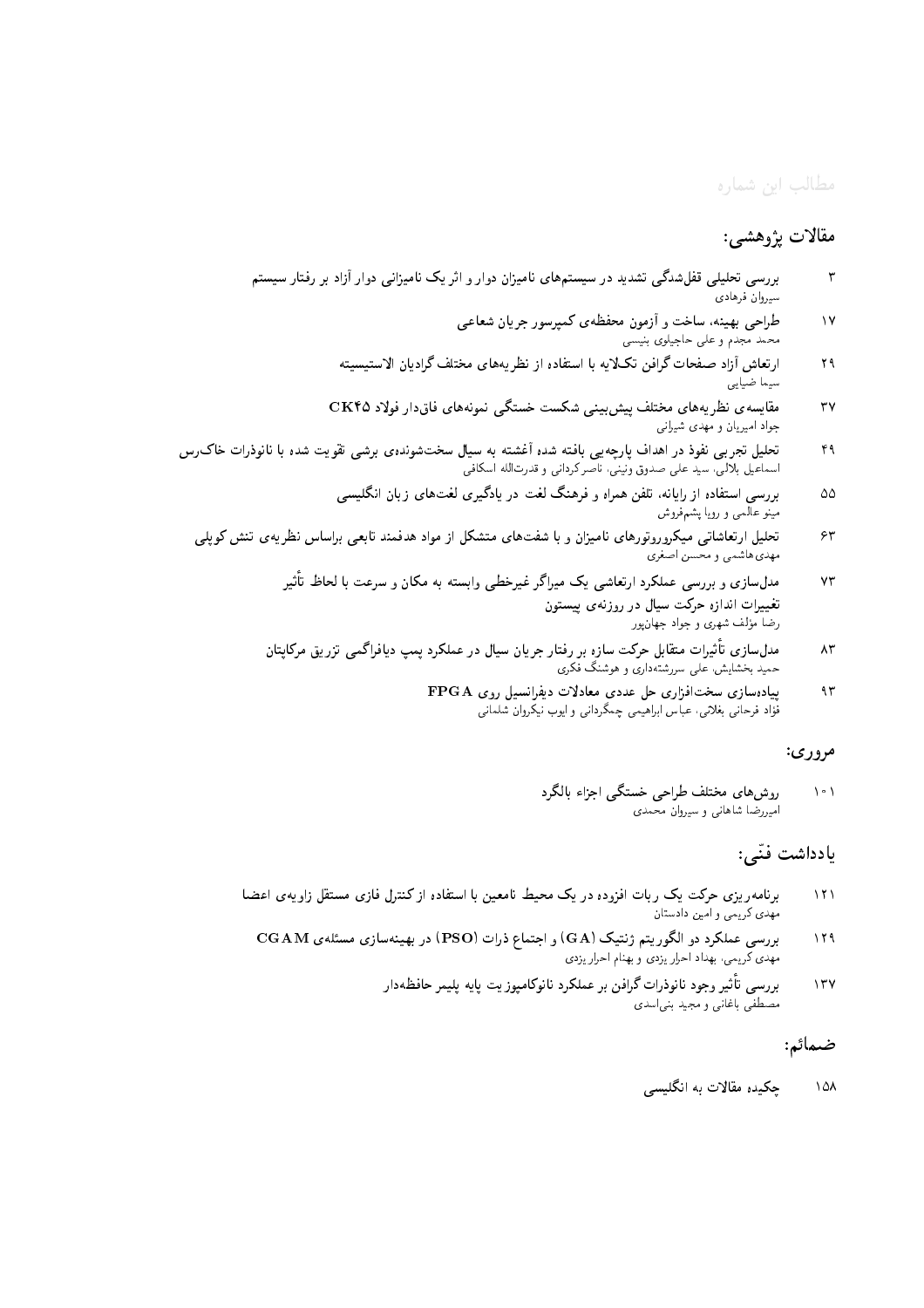مطالب این شماره

## مقالات پژوهشی:

۳ بررسی تحلیلی قفل‌شدگی تشدید در سیستم‌های نامیزان دوار و اثر یک نامیزانی دوار آزاد بر رفتار سیستم
سیروان فرهادی

۱۷ طراحی بهینه، ساخت و آزمون محفظه‌ی کمپرسور جریان شعاعی
محمد مجدم و علی حاجیلوی بنیسی

۲۹ ارتعاش آزاد صفحات گرافن تک‌لایه با استفاده از نظریه‌های مختلف گرادیان الاستیسیته
سیما ضیایی

۳۷ مقایسه‌ی نظریه‌های مختلف پیش‌بینی شکست خستگی نمونه‌های فاق‌دار فولاد CK۴۵
جواد امیریان و مهدی شیرانی

۴۹ تحلیل تجربی نفوذ در اهداف پارچه‌یی بافته شده آغشته به سیال سخت‌شونده‌ی برشی تقویت شده با نانوذرات خاک‌رس
اسماعیل بلالی، سید علی صدوق ونینی، ناصر کردانی و قدرت‌الله اسکافی

۵۵ بررسی استفاده از رایانه، تلفن همراه و فرهنگ لغت در یادگیری لغت‌های زبان انگلیسی
مینو عالمی و رویا پشم‌فروش

۶۳ تحلیل ارتعاشاتی میکروروتورهای نامیزان و با شفت‌های متشکل از مواد هدفمند تابعی براساس نظریه‌ی تنش کوپلی
مهدی هاشمی و محسن اصغری

۷۳ مدل‌سازی و بررسی عملکرد ارتعاشی یک میراگر غیرخطی وابسته به مکان و سرعت با لحاظ تأثیر تغییرات اندازه حرکت سیال در روزنه‌ی پیستون
رضا مؤلف شهری و جواد جهان‌پور

۸۳ مدل‌سازی تأثیرات متقابل حرکت سازه بر رفتار جریان سیال در عملکرد پمپ دیافراگمی تزریق مرکاپتان
حمید بخشایش، علی سررشته‌داری و هوشنگ فکری

۹۳ پیاده‌سازی سخت‌افزاری حل عددی معادلات دیفرانسیل روی FPGA
فؤاد فرحانی بغلانی، عباس ابراهیمی چمگردانی و ایوب نیکروان شلمانی

## مروری:

۱۰۱ روش‌های مختلف طراحی خستگی اجزاء بالگرد
امیررضا شاهانی و سیروان محمدی

## یادداشت فنّی:

۱۲۱ برنامه‌ریزی حرکت یک ربات افزوده در یک محیط نامعین با استفاده از کنترل فازی مستقل زاویه‌ی اعضا
مهدی کریمی و امین دادستان

۱۲۹ بررسی عملکرد دو الگوریتم ژنتیک (GA) و اجتماع ذرات (PSO) در بهینه‌سازی مسئله‌ی CGAM
مهدی کریمی، بهداد احرار یزدی و بهنام احرار یزدی

۱۳۷ بررسی تأثیر وجود نانوذرات گرافن بر عملکرد نانوکامپوزیت پایه پلیمر حافظه‌دار
مصطفی باغانی و مجید بنی‌اسدی

## ضمائم:

۱۵۸ چکیده مقالات به انگلیسی